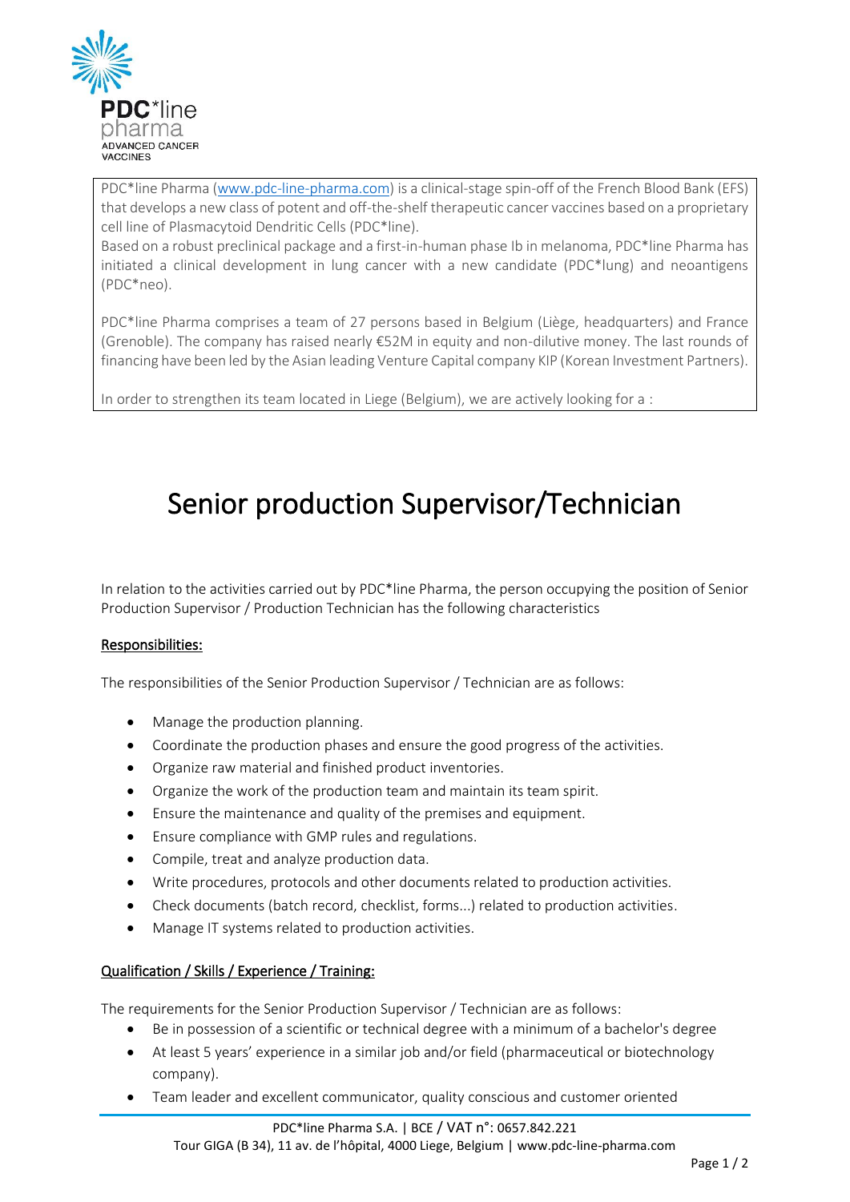PDC*line pharma
ADVANCED CANCER VACCINES

PDC*line Pharma (www.pdc-line-pharma.com) is a clinical-stage spin-off of the French Blood Bank (EFS) that develops a new class of potent and off-the-shelf therapeutic cancer vaccines based on a proprietary cell line of Plasmacytoid Dendritic Cells (PDC*line).
Based on a robust preclinical package and a first-in-human phase Ib in melanoma, PDC*line Pharma has initiated a clinical development in lung cancer with a new candidate (PDC*lung) and neoantigens (PDC*neo).

PDC*line Pharma comprises a team of 27 persons based in Belgium (Liège, headquarters) and France (Grenoble). The company has raised nearly €52M in equity and non-dilutive money. The last rounds of financing have been led by the Asian leading Venture Capital company KIP (Korean Investment Partners).

In order to strengthen its team located in Liege (Belgium), we are actively looking for a :

# Senior production Supervisor/Technician

In relation to the activities carried out by PDC*line Pharma, the person occupying the position of Senior Production Supervisor / Production Technician has the following characteristics

## Responsibilities:

The responsibilities of the Senior Production Supervisor / Technician are as follows:

- Manage the production planning.
- Coordinate the production phases and ensure the good progress of the activities.
- Organize raw material and finished product inventories.
- Organize the work of the production team and maintain its team spirit.
- Ensure the maintenance and quality of the premises and equipment.
- Ensure compliance with GMP rules and regulations.
- Compile, treat and analyze production data.
- Write procedures, protocols and other documents related to production activities.
- Check documents (batch record, checklist, forms...) related to production activities.
- Manage IT systems related to production activities.

## Qualification / Skills / Experience / Training:

The requirements for the Senior Production Supervisor / Technician are as follows:

- Be in possession of a scientific or technical degree with a minimum of a bachelor's degree
- At least 5 years' experience in a similar job and/or field (pharmaceutical or biotechnology company).
- Team leader and excellent communicator, quality conscious and customer oriented

PDC*line Pharma S.A. | BCE / VAT n°: 0657.842.221
Tour GIGA (B 34), 11 av. de l'hôpital, 4000 Liege, Belgium | www.pdc-line-pharma.com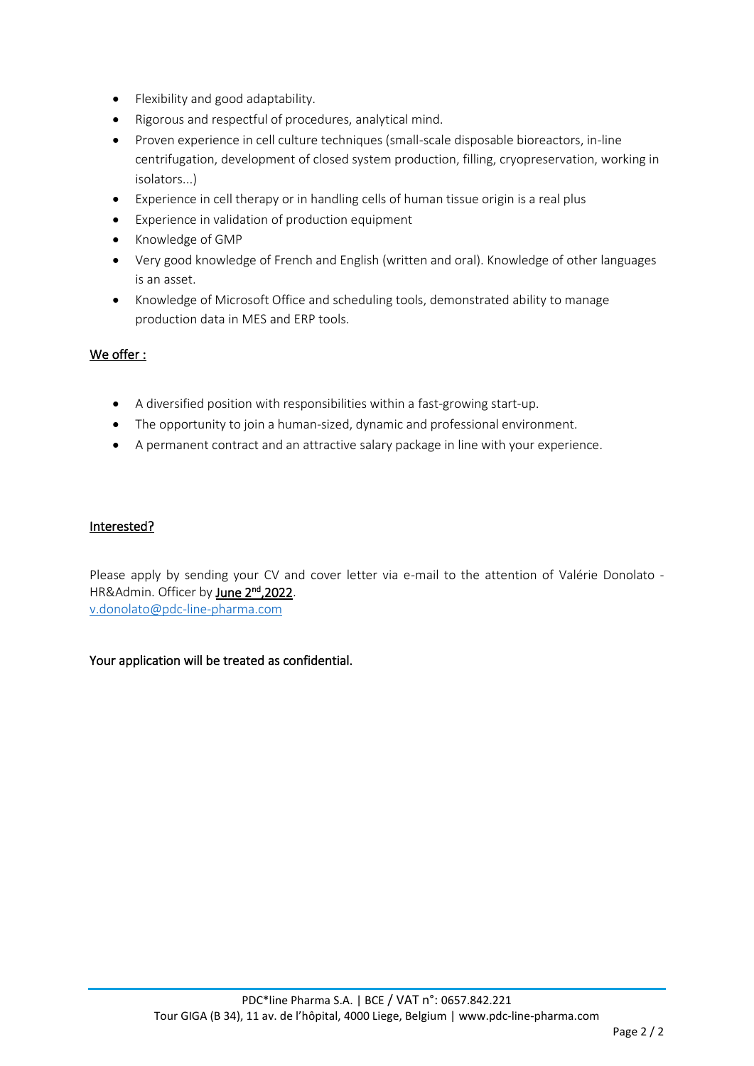- Flexibility and good adaptability.
- Rigorous and respectful of procedures, analytical mind.
- Proven experience in cell culture techniques (small-scale disposable bioreactors, in-line centrifugation, development of closed system production, filling, cryopreservation, working in isolators...)
- Experience in cell therapy or in handling cells of human tissue origin is a real plus
- Experience in validation of production equipment
- Knowledge of GMP
- Very good knowledge of French and English (written and oral). Knowledge of other languages is an asset.
- Knowledge of Microsoft Office and scheduling tools, demonstrated ability to manage production data in MES and ERP tools.

## We offer :

- A diversified position with responsibilities within a fast-growing start-up.
- The opportunity to join a human-sized, dynamic and professional environment.
- A permanent contract and an attractive salary package in line with your experience.

## Interested?

Please apply by sending your CV and cover letter via e-mail to the attention of Valérie Donolato - HR&Admin. Officer by **June 2nd,2022**.
v.donolato@pdc-line-pharma.com

**Your application will be treated as confidential.**

PDC*line Pharma S.A. | BCE / VAT n°: 0657.842.221
Tour GIGA (B 34), 11 av. de l'hôpital, 4000 Liege, Belgium | www.pdc-line-pharma.com